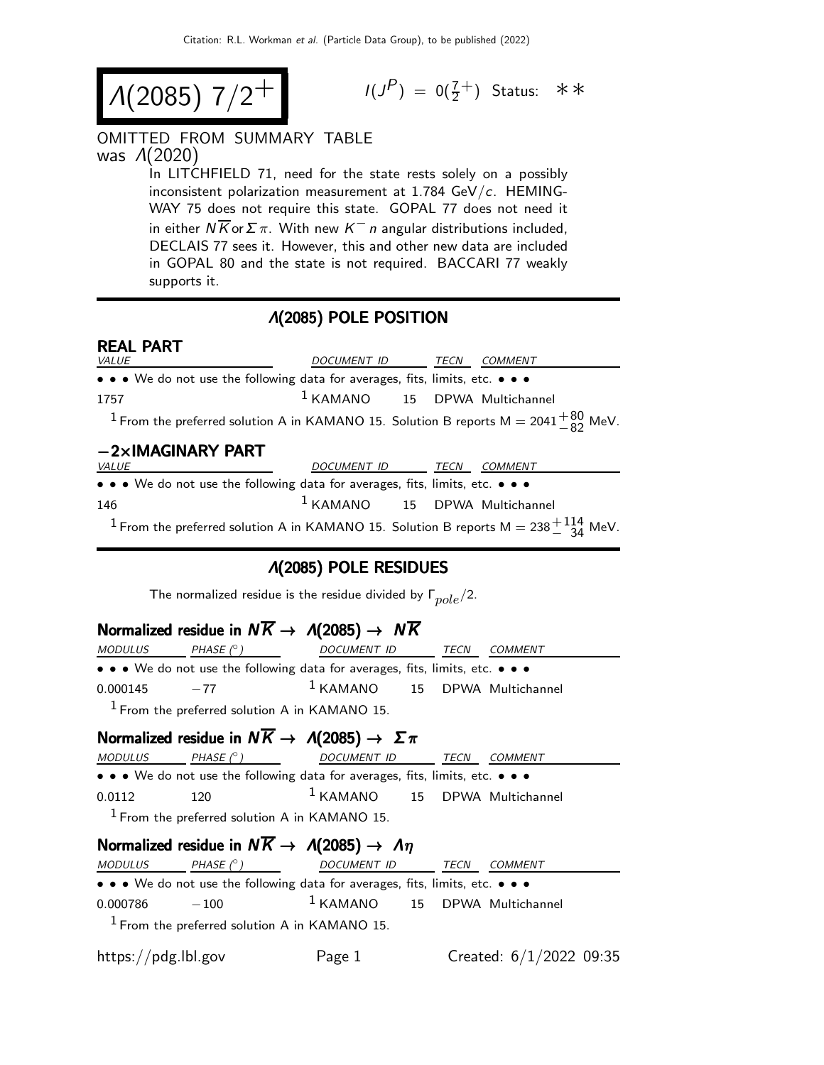# $\Lambda(2085)$ $7/2^+$

$I(J^P) = 0(\frac{7}{2}^+)$ Status: ∗∗

OMITTED FROM SUMMARY TABLE
was $\Lambda(2020)$

In LITCHFIELD 71, need for the state rests solely on a possibly inconsistent polarization measurement at 1.784 GeV/$c$. HEMINGWAY 75 does not require this state. GOPAL 77 does not need it in either $N\overline{K}$ or $\Sigma\pi$. With new $K^- n$ angular distributions included, DECLAIS 77 sees it. However, this and other new data are included in GOPAL 80 and the state is not required. BACCARI 77 weakly supports it.

## $\Lambda(2085)$ POLE POSITION

### REAL PART

| VALUE | DOCUMENT ID | TECN | COMMENT |
|---|---|---|---|
| • • • We do not use the following data for averages, fits, limits, etc. • • • | | | |
| 1757 | [1] KAMANO 15 | DPWA | Multichannel |

[1] From the preferred solution A in KAMANO 15. Solution B reports M = $2041^{+80}_{-82}$ MeV.

### −2×IMAGINARY PART

| VALUE | DOCUMENT ID | TECN | COMMENT |
|---|---|---|---|
| • • • We do not use the following data for averages, fits, limits, etc. • • • | | | |
| 146 | [1] KAMANO 15 | DPWA | Multichannel |

[1] From the preferred solution A in KAMANO 15. Solution B reports M = $238^{+114}_{-34}$ MeV.

## $\Lambda(2085)$ POLE RESIDUES

The normalized residue is the residue divided by $\Gamma_{pole}/2$.

### Normalized residue in $N\overline{K} \rightarrow \Lambda(2085) \rightarrow N\overline{K}$

| MODULUS | PHASE (°) | DOCUMENT ID | TECN | COMMENT |
|---|---|---|---|---|
| • • • We do not use the following data for averages, fits, limits, etc. • • • | | | | |
| 0.000145 | −77 | [1] KAMANO 15 | DPWA | Multichannel |

[1] From the preferred solution A in KAMANO 15.

### Normalized residue in $N\overline{K} \rightarrow \Lambda(2085) \rightarrow \Sigma\pi$

| MODULUS | PHASE (°) | DOCUMENT ID | TECN | COMMENT |
|---|---|---|---|---|
| • • • We do not use the following data for averages, fits, limits, etc. • • • | | | | |
| 0.0112 | 120 | [1] KAMANO 15 | DPWA | Multichannel |

[1] From the preferred solution A in KAMANO 15.

### Normalized residue in $N\overline{K} \rightarrow \Lambda(2085) \rightarrow \Lambda\eta$

| MODULUS | PHASE (°) | DOCUMENT ID | TECN | COMMENT |
|---|---|---|---|---|
| • • • We do not use the following data for averages, fits, limits, etc. • • • | | | | |
| 0.000786 | −100 | [1] KAMANO 15 | DPWA | Multichannel |

[1] From the preferred solution A in KAMANO 15.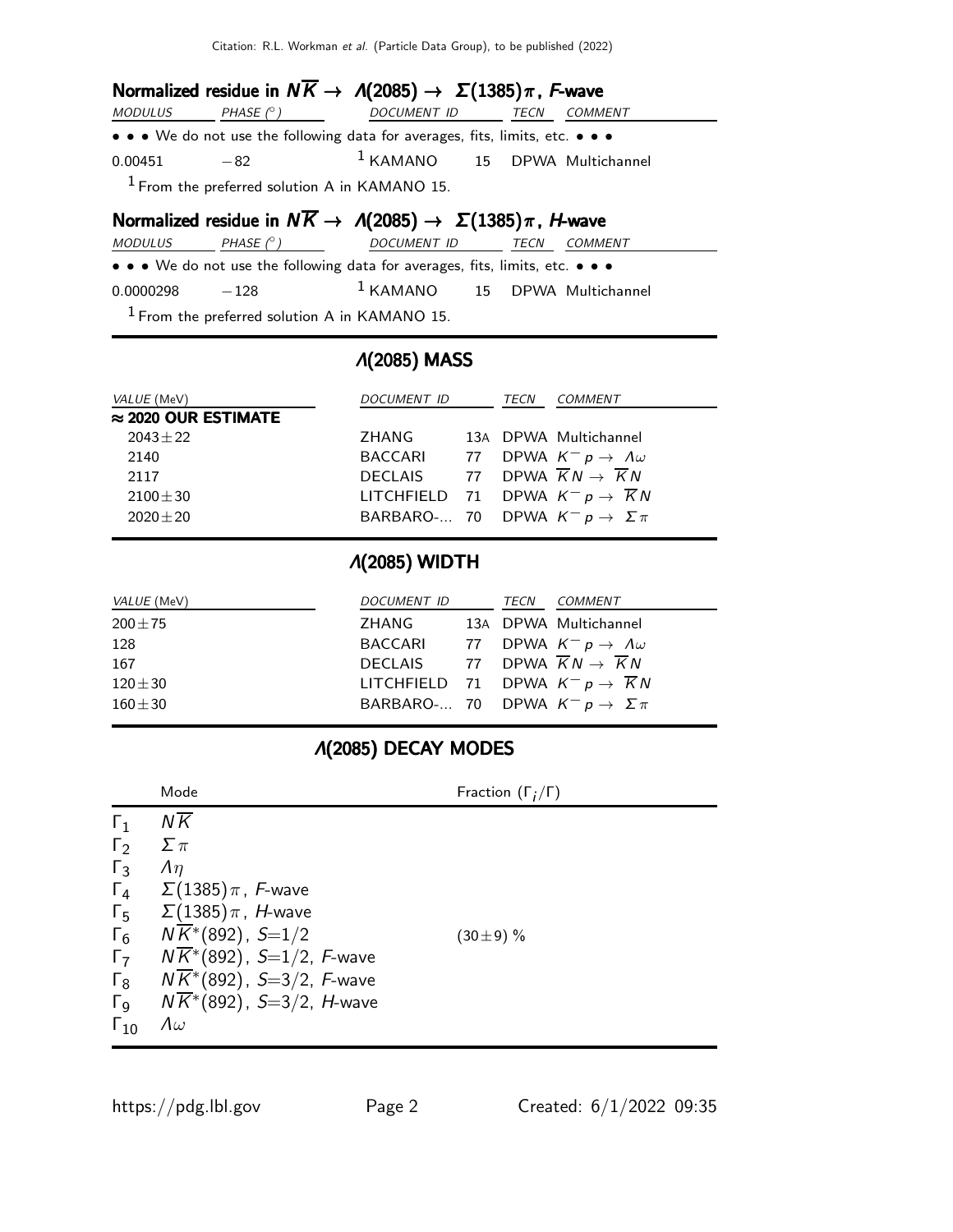### Normalized residue in $N\overline{K} \rightarrow \Lambda(2085) \rightarrow \Sigma(1385)\pi$, $F$-wave

| MODULUS | PHASE (°) | DOCUMENT ID | | TECN | COMMENT |
|---|---|---|---|---|---|
| • • • We do not use the following data for averages, fits, limits, etc. • • • | | | | | |
| 0.00451 | −82 | [1] KAMANO | 15 | DPWA | Multichannel |

[1] From the preferred solution A in KAMANO 15.

### Normalized residue in $N\overline{K} \rightarrow \Lambda(2085) \rightarrow \Sigma(1385)\pi$, $H$-wave

| MODULUS | PHASE (°) | DOCUMENT ID | | TECN | COMMENT |
|---|---|---|---|---|---|
| • • • We do not use the following data for averages, fits, limits, etc. • • • | | | | | |
| 0.0000298 | −128 | [1] KAMANO | 15 | DPWA | Multichannel |

[1] From the preferred solution A in KAMANO 15.

## $\Lambda(2085)$ MASS

| VALUE (MeV) | DOCUMENT ID | | TECN | COMMENT |
|---|---|---|---|---|
| **≈ 2020 OUR ESTIMATE** | | | | |
| 2043±22 | ZHANG | 13A | DPWA | Multichannel |
| 2140 | BACCARI | 77 | DPWA | $K^- p \rightarrow \Lambda\omega$ |
| 2117 | DECLAIS | 77 | DPWA | $\overline{K}N \rightarrow \overline{K}N$ |
| 2100±30 | LITCHFIELD | 71 | DPWA | $K^- p \rightarrow \overline{K}N$ |
| 2020±20 | BARBARO-... | 70 | DPWA | $K^- p \rightarrow \Sigma\pi$ |

## $\Lambda(2085)$ WIDTH

| VALUE (MeV) | DOCUMENT ID | | TECN | COMMENT |
|---|---|---|---|---|
| 200±75 | ZHANG | 13A | DPWA | Multichannel |
| 128 | BACCARI | 77 | DPWA | $K^- p \rightarrow \Lambda\omega$ |
| 167 | DECLAIS | 77 | DPWA | $\overline{K}N \rightarrow \overline{K}N$ |
| 120±30 | LITCHFIELD | 71 | DPWA | $K^- p \rightarrow \overline{K}N$ |
| 160±30 | BARBARO-... | 70 | DPWA | $K^- p \rightarrow \Sigma\pi$ |

## $\Lambda(2085)$ DECAY MODES

| | Mode | Fraction ($\Gamma_i/\Gamma$) |
|---|---|---|
| $\Gamma_1$ | $N\overline{K}$ | |
| $\Gamma_2$ | $\Sigma\pi$ | |
| $\Gamma_3$ | $\Lambda\eta$ | |
| $\Gamma_4$ | $\Sigma(1385)\pi$, $F$-wave | |
| $\Gamma_5$ | $\Sigma(1385)\pi$, $H$-wave | |
| $\Gamma_6$ | $N\overline{K}^*(892)$, $S$=1/2 | (30±9) % |
| $\Gamma_7$ | $N\overline{K}^*(892)$, $S$=1/2, $F$-wave | |
| $\Gamma_8$ | $N\overline{K}^*(892)$, $S$=3/2, $F$-wave | |
| $\Gamma_9$ | $N\overline{K}^*(892)$, $S$=3/2, $H$-wave | |
| $\Gamma_{10}$ | $\Lambda\omega$ | |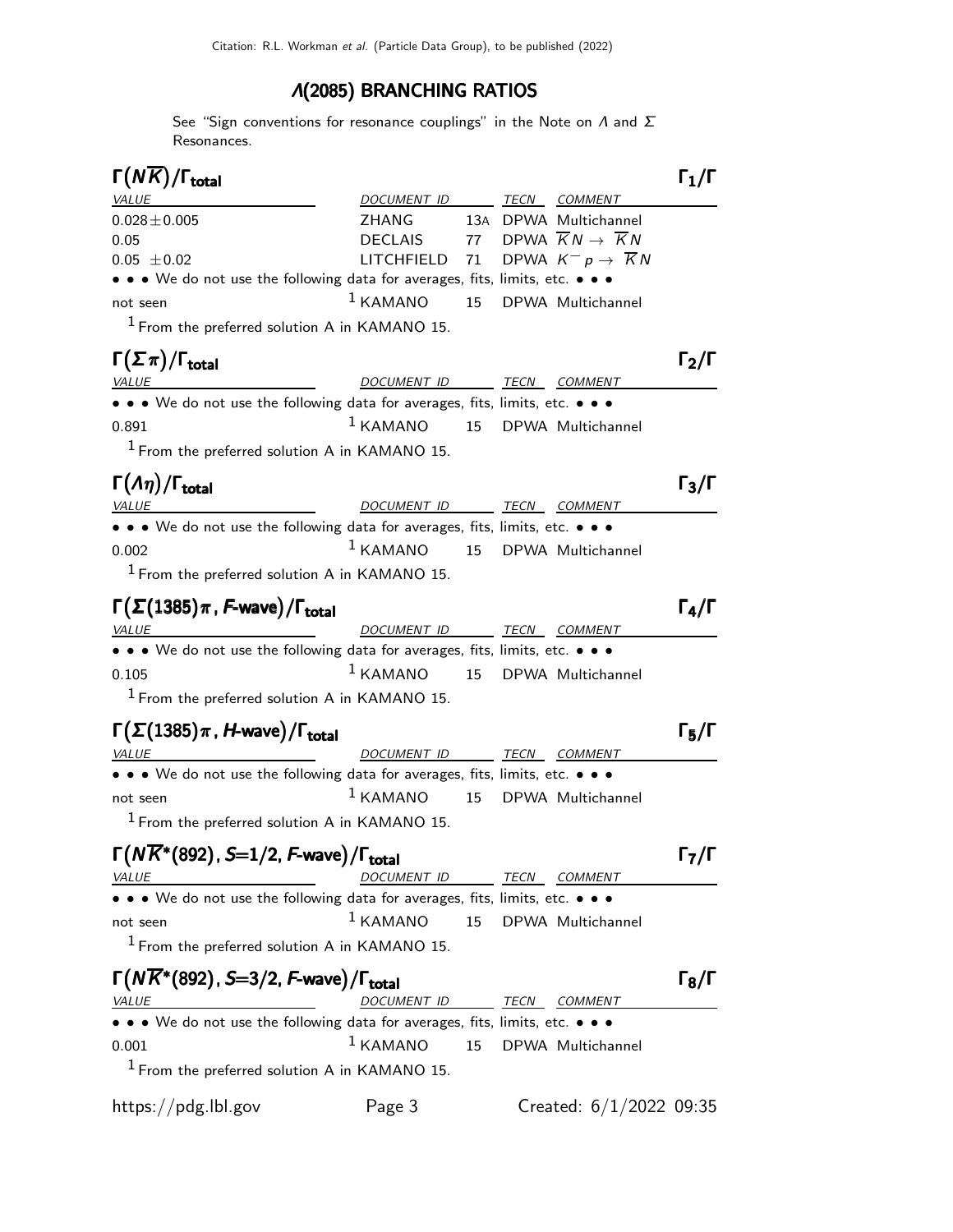## $\Lambda(2085)$ BRANCHING RATIOS

See "Sign conventions for resonance couplings" in the Note on $\Lambda$ and $\Sigma$ Resonances.

### $\Gamma(N\overline{K})/\Gamma_{\text{total}}$ $\Gamma_1/\Gamma$

| VALUE | DOCUMENT ID | | TECN | COMMENT |
|---|---|---|---|---|
| $0.028 \pm 0.005$ | ZHANG | 13A | DPWA | Multichannel |
| 0.05 | DECLAIS | 77 | DPWA | $\overline{K}N \to \overline{K}N$ |
| $0.05 \pm 0.02$ | LITCHFIELD | 71 | DPWA | $K^- p \to \overline{K}N$ |
| • • • We do not use the following data for averages, fits, limits, etc. • • • | | | | |
| not seen | [1] KAMANO | 15 | DPWA | Multichannel |

[1] From the preferred solution A in KAMANO 15.

### $\Gamma(\Sigma\pi)/\Gamma_{\text{total}}$ $\Gamma_2/\Gamma$

| VALUE | DOCUMENT ID | | TECN | COMMENT |
|---|---|---|---|---|
| • • • We do not use the following data for averages, fits, limits, etc. • • • | | | | |
| 0.891 | [1] KAMANO | 15 | DPWA | Multichannel |

[1] From the preferred solution A in KAMANO 15.

### $\Gamma(\Lambda\eta)/\Gamma_{\text{total}}$ $\Gamma_3/\Gamma$

| VALUE | DOCUMENT ID | | TECN | COMMENT |
|---|---|---|---|---|
| • • • We do not use the following data for averages, fits, limits, etc. • • • | | | | |
| 0.002 | [1] KAMANO | 15 | DPWA | Multichannel |

[1] From the preferred solution A in KAMANO 15.

### $\Gamma(\Sigma(1385)\pi$, *F*-wave$)/\Gamma_{\text{total}}$ $\Gamma_4/\Gamma$

| VALUE | DOCUMENT ID | | TECN | COMMENT |
|---|---|---|---|---|
| • • • We do not use the following data for averages, fits, limits, etc. • • • | | | | |
| 0.105 | [1] KAMANO | 15 | DPWA | Multichannel |

[1] From the preferred solution A in KAMANO 15.

### $\Gamma(\Sigma(1385)\pi$, *H*-wave$)/\Gamma_{\text{total}}$ $\Gamma_5/\Gamma$

| VALUE | DOCUMENT ID | | TECN | COMMENT |
|---|---|---|---|---|
| • • • We do not use the following data for averages, fits, limits, etc. • • • | | | | |
| not seen | [1] KAMANO | 15 | DPWA | Multichannel |

[1] From the preferred solution A in KAMANO 15.

### $\Gamma(N\overline{K}^*(892)$, $S$=1/2, *F*-wave$)/\Gamma_{\text{total}}$ $\Gamma_7/\Gamma$

| VALUE | DOCUMENT ID | | TECN | COMMENT |
|---|---|---|---|---|
| • • • We do not use the following data for averages, fits, limits, etc. • • • | | | | |
| not seen | [1] KAMANO | 15 | DPWA | Multichannel |

[1] From the preferred solution A in KAMANO 15.

### $\Gamma(N\overline{K}^*(892)$, $S$=3/2, *F*-wave$)/\Gamma_{\text{total}}$ $\Gamma_8/\Gamma$

| VALUE | DOCUMENT ID | | TECN | COMMENT |
|---|---|---|---|---|
| • • • We do not use the following data for averages, fits, limits, etc. • • • | | | | |
| 0.001 | [1] KAMANO | 15 | DPWA | Multichannel |

[1] From the preferred solution A in KAMANO 15.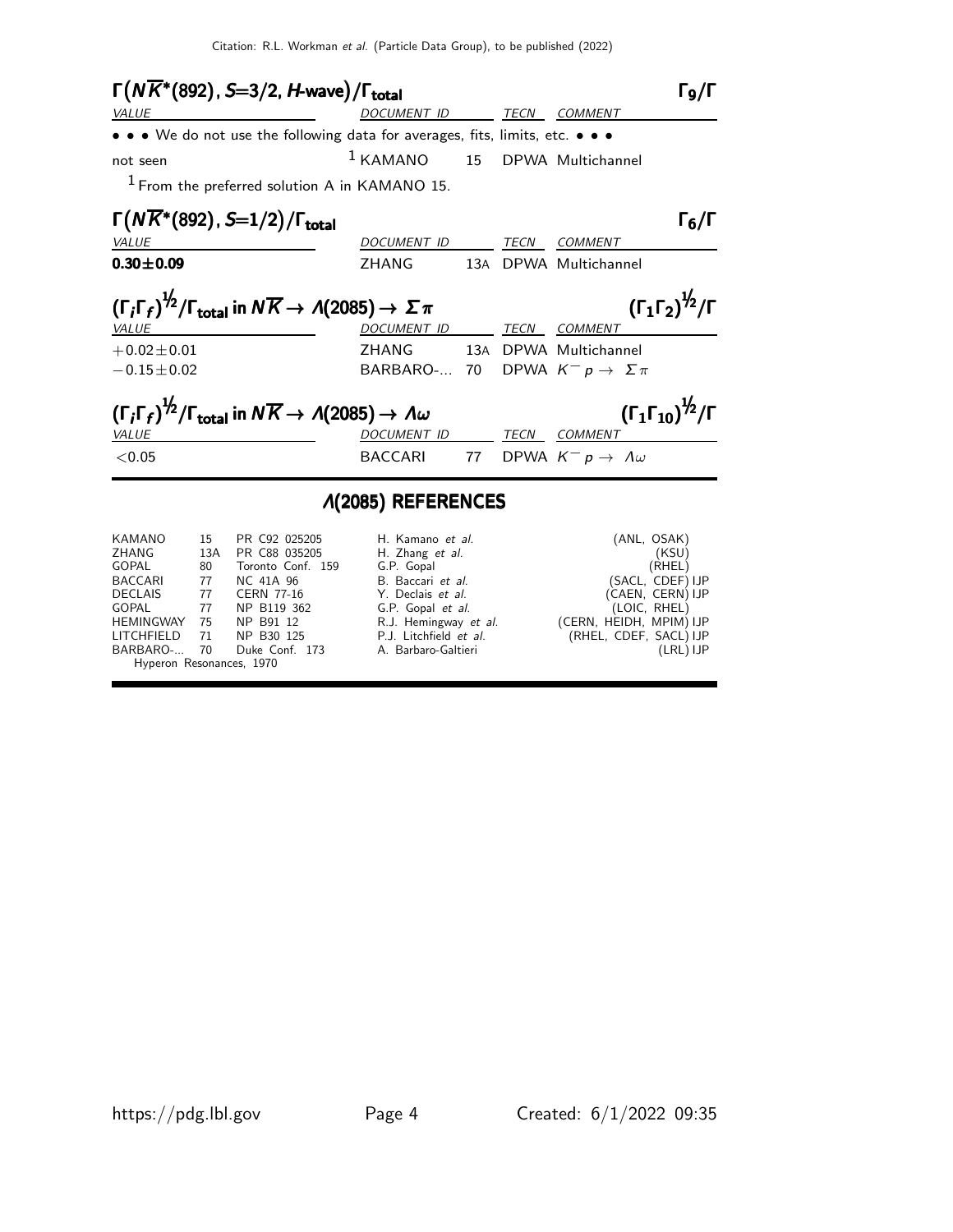## $\Gamma(N\overline{K}^*(892), S{=}3/2, H\text{-wave})/\Gamma_{\text{total}}$ $\Gamma_9/\Gamma$

| VALUE | DOCUMENT ID | | TECN | COMMENT |
|---|---|---|---|---|
| • • • We do not use the following data for averages, fits, limits, etc. • • • | | | | |
| not seen | [1] KAMANO | 15 | DPWA | Multichannel |

[1] From the preferred solution A in KAMANO 15.

## $\Gamma(N\overline{K}^*(892), S{=}1/2)/\Gamma_{\text{total}}$ $\Gamma_6/\Gamma$

| VALUE | DOCUMENT ID | | TECN | COMMENT |
|---|---|---|---|---|
| **0.30±0.09** | ZHANG | 13A | DPWA | Multichannel |

## $(\Gamma_i\Gamma_f)^{1/2}/\Gamma_{\text{total}}$ in $N\overline{K} \rightarrow \Lambda(2085) \rightarrow \Sigma\pi$ $(\Gamma_1\Gamma_2)^{1/2}/\Gamma$

| VALUE | DOCUMENT ID | | TECN | COMMENT |
|---|---|---|---|---|
| $+0.02\pm0.01$ | ZHANG | 13A | DPWA | Multichannel |
| $-0.15\pm0.02$ | BARBARO-... | 70 | DPWA | $K^- p \rightarrow \Sigma\pi$ |

## $(\Gamma_i\Gamma_f)^{1/2}/\Gamma_{\text{total}}$ in $N\overline{K} \rightarrow \Lambda(2085) \rightarrow \Lambda\omega$ $(\Gamma_1\Gamma_{10})^{1/2}/\Gamma$

| VALUE | DOCUMENT ID | | TECN | COMMENT |
|---|---|---|---|---|
| $<0.05$ | BACCARI | 77 | DPWA | $K^- p \rightarrow \Lambda\omega$ |

# $\Lambda(2085)$ REFERENCES

| | | | | |
|---|---|---|---|---|
| KAMANO | 15 | PR C92 025205 | H. Kamano *et al.* | (ANL, OSAK) |
| ZHANG | 13A | PR C88 035205 | H. Zhang *et al.* | (KSU) |
| GOPAL | 80 | Toronto Conf. 159 | G.P. Gopal | (RHEL) |
| BACCARI | 77 | NC 41A 96 | B. Baccari *et al.* | (SACL, CDEF) IJP |
| DECLAIS | 77 | CERN 77-16 | Y. Declais *et al.* | (CAEN, CERN) IJP |
| GOPAL | 77 | NP B119 362 | G.P. Gopal *et al.* | (LOIC, RHEL) |
| HEMINGWAY | 75 | NP B91 12 | R.J. Hemingway *et al.* | (CERN, HEIDH, MPIM) IJP |
| LITCHFIELD | 71 | NP B30 125 | P.J. Litchfield *et al.* | (RHEL, CDEF, SACL) IJP |
| BARBARO-... | 70 | Duke Conf. 173 | A. Barbaro-Galtieri | (LRL) IJP |
| Hyperon Resonances, 1970 | | | | |